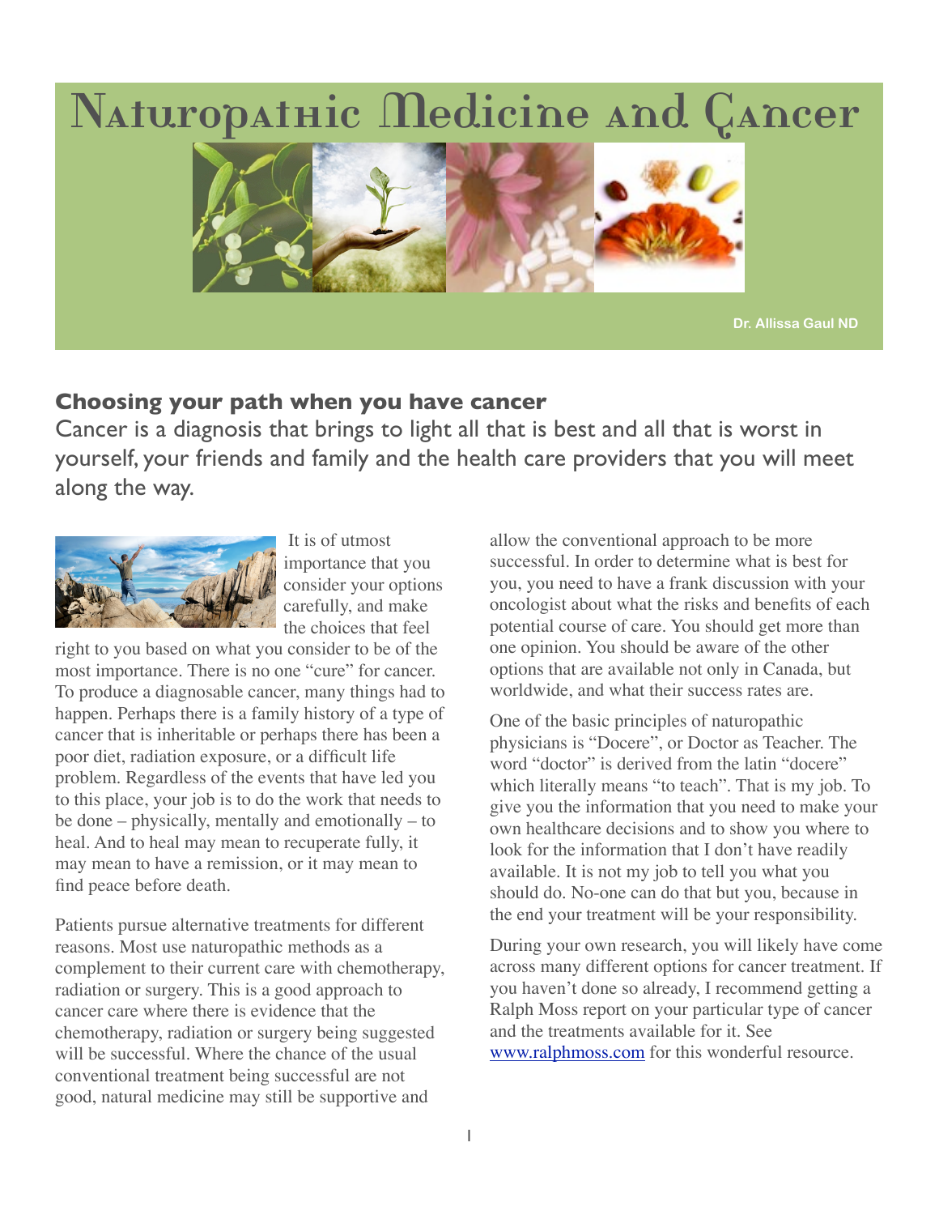# Naturopathic Medicine and Cancer

Dr. Allissa Gaul ND

## Choosing your path when you have cancer

Cancer is a diagnosis that brings to light all that is best and all that is worst in yourself, your friends and family and the health care providers that you will meet along the way.

It is of utmost importance that you consider your options carefully, and make the choices that feel right to you based on what you consider to be of the most importance. There is no one "cure" for cancer. To produce a diagnosable cancer, many things had to happen. Perhaps there is a family history of a type of cancer that is inheritable or perhaps there has been a poor diet, radiation exposure, or a difficult life problem. Regardless of the events that have led you to this place, your job is to do the work that needs to be done – physically, mentally and emotionally – to heal. And to heal may mean to recuperate fully, it may mean to have a remission, or it may mean to find peace before death.

Patients pursue alternative treatments for different reasons. Most use naturopathic methods as a complement to their current care with chemotherapy, radiation or surgery. This is a good approach to cancer care where there is evidence that the chemotherapy, radiation or surgery being suggested will be successful. Where the chance of the usual conventional treatment being successful are not good, natural medicine may still be supportive and allow the conventional approach to be more successful. In order to determine what is best for you, you need to have a frank discussion with your oncologist about what the risks and benefits of each potential course of care. You should get more than one opinion. You should be aware of the other options that are available not only in Canada, but worldwide, and what their success rates are.

One of the basic principles of naturopathic physicians is "Docere", or Doctor as Teacher. The word "doctor" is derived from the latin "docere" which literally means "to teach". That is my job. To give you the information that you need to make your own healthcare decisions and to show you where to look for the information that I don't have readily available. It is not my job to tell you what you should do. No-one can do that but you, because in the end your treatment will be your responsibility.

During your own research, you will likely have come across many different options for cancer treatment. If you haven't done so already, I recommend getting a Ralph Moss report on your particular type of cancer and the treatments available for it. See www.ralphmoss.com for this wonderful resource.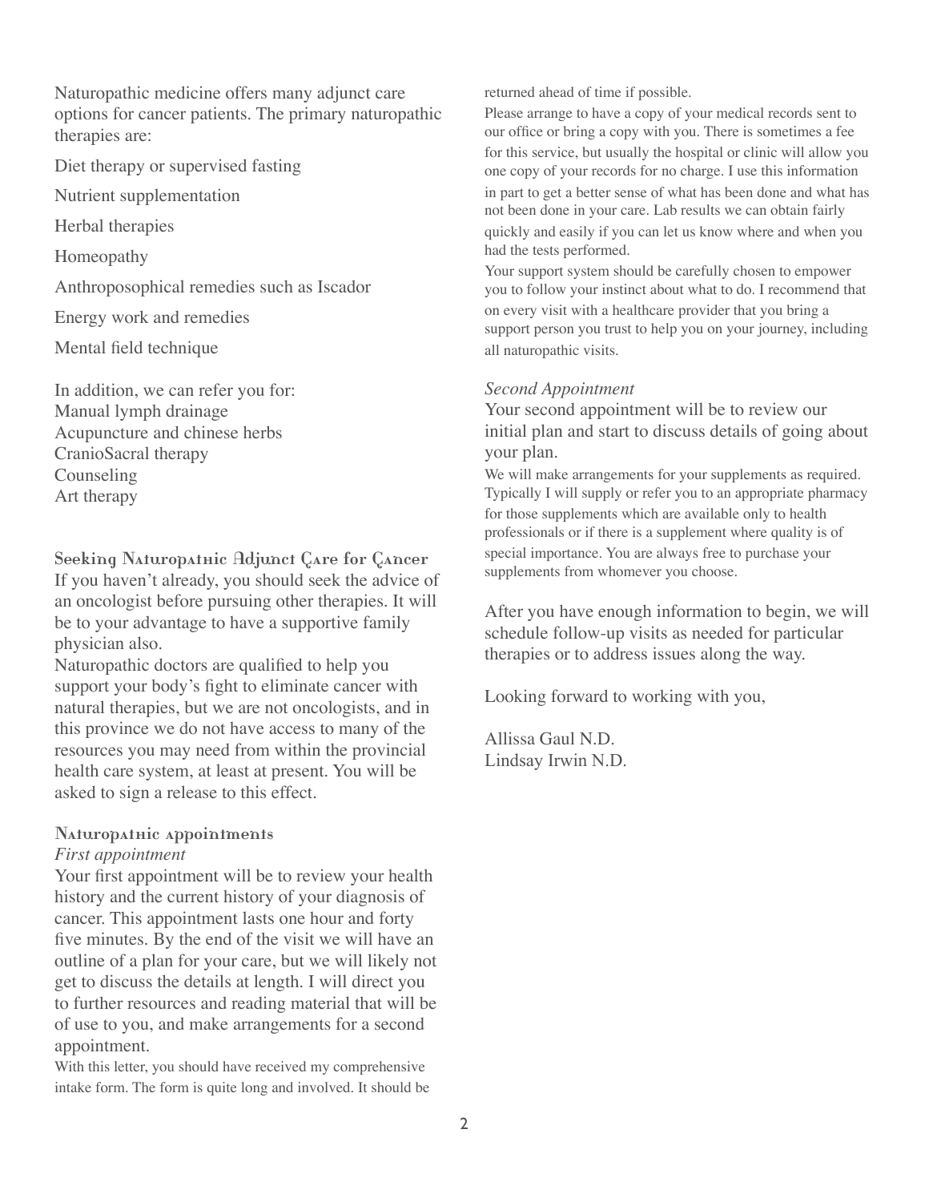Naturopathic medicine offers many adjunct care options for cancer patients. The primary naturopathic therapies are:

Diet therapy or supervised fasting

Nutrient supplementation

Herbal therapies

Homeopathy

Anthroposophical remedies such as Iscador

Energy work and remedies

Mental field technique

In addition, we can refer you for:
Manual lymph drainage
Acupuncture and chinese herbs
CranioSacral therapy
Counseling
Art therapy

## Seeking Naturopathic Adjunct Care for Cancer

If you haven't already, you should seek the advice of an oncologist before pursuing other therapies. It will be to your advantage to have a supportive family physician also.

Naturopathic doctors are qualified to help you support your body's fight to eliminate cancer with natural therapies, but we are not oncologists, and in this province we do not have access to many of the resources you may need from within the provincial health care system, at least at present. You will be asked to sign a release to this effect.

## Naturopathic appointments

### *First appointment*

Your first appointment will be to review your health history and the current history of your diagnosis of cancer. This appointment lasts one hour and forty five minutes. By the end of the visit we will have an outline of a plan for your care, but we will likely not get to discuss the details at length. I will direct you to further resources and reading material that will be of use to you, and make arrangements for a second appointment.

With this letter, you should have received my comprehensive intake form. The form is quite long and involved. It should be returned ahead of time if possible.

Please arrange to have a copy of your medical records sent to our office or bring a copy with you. There is sometimes a fee for this service, but usually the hospital or clinic will allow you one copy of your records for no charge. I use this information in part to get a better sense of what has been done and what has not been done in your care. Lab results we can obtain fairly quickly and easily if you can let us know where and when you had the tests performed.

Your support system should be carefully chosen to empower you to follow your instinct about what to do. I recommend that on every visit with a healthcare provider that you bring a support person you trust to help you on your journey, including all naturopathic visits.

### *Second Appointment*

Your second appointment will be to review our initial plan and start to discuss details of going about your plan.

We will make arrangements for your supplements as required. Typically I will supply or refer you to an appropriate pharmacy for those supplements which are available only to health professionals or if there is a supplement where quality is of special importance. You are always free to purchase your supplements from whomever you choose.

After you have enough information to begin, we will schedule follow-up visits as needed for particular therapies or to address issues along the way.

Looking forward to working with you,

Allissa Gaul N.D.
Lindsay Irwin N.D.